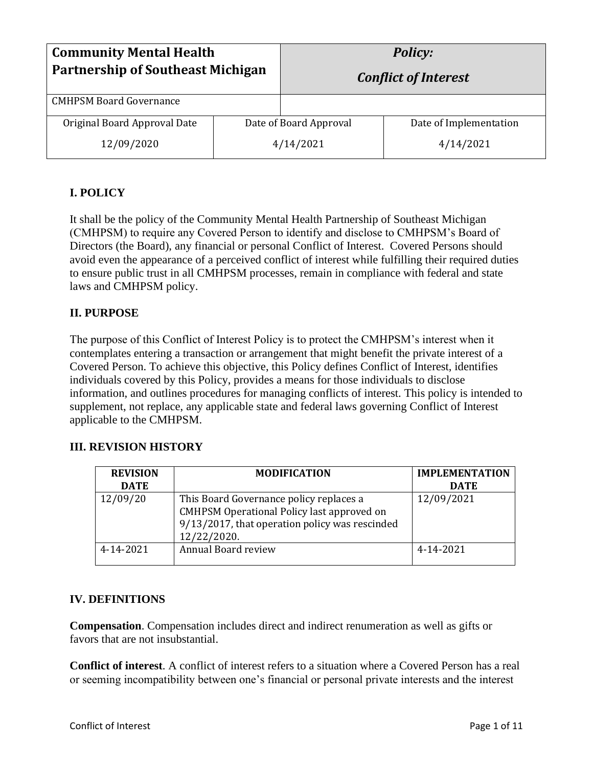| Community Mental Health Partnership of Southeast Michigan | | *Policy: Conflict of Interest* |
| --- | --- | --- |
| CMHPSM Board Governance | | |
| Original Board Approval Date 12/09/2020 | Date of Board Approval 4/14/2021 | Date of Implementation 4/14/2021 |

## I. POLICY

It shall be the policy of the Community Mental Health Partnership of Southeast Michigan (CMHPSM) to require any Covered Person to identify and disclose to CMHPSM's Board of Directors (the Board), any financial or personal Conflict of Interest. Covered Persons should avoid even the appearance of a perceived conflict of interest while fulfilling their required duties to ensure public trust in all CMHPSM processes, remain in compliance with federal and state laws and CMHPSM policy.

## II. PURPOSE

The purpose of this Conflict of Interest Policy is to protect the CMHPSM's interest when it contemplates entering a transaction or arrangement that might benefit the private interest of a Covered Person. To achieve this objective, this Policy defines Conflict of Interest, identifies individuals covered by this Policy, provides a means for those individuals to disclose information, and outlines procedures for managing conflicts of interest. This policy is intended to supplement, not replace, any applicable state and federal laws governing Conflict of Interest applicable to the CMHPSM.

## III. REVISION HISTORY

| REVISION DATE | MODIFICATION | IMPLEMENTATION DATE |
| --- | --- | --- |
| 12/09/20 | This Board Governance policy replaces a CMHPSM Operational Policy last approved on 9/13/2017, that operation policy was rescinded 12/22/2020. | 12/09/2021 |
| 4-14-2021 | Annual Board review | 4-14-2021 |

## IV. DEFINITIONS

**Compensation**. Compensation includes direct and indirect renumeration as well as gifts or favors that are not insubstantial.

**Conflict of interest**. A conflict of interest refers to a situation where a Covered Person has a real or seeming incompatibility between one's financial or personal private interests and the interest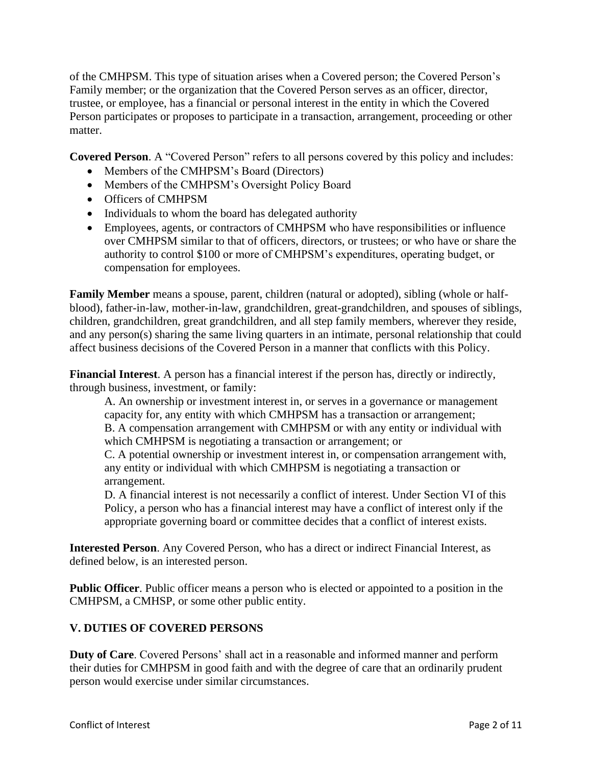of the CMHPSM. This type of situation arises when a Covered person; the Covered Person's Family member; or the organization that the Covered Person serves as an officer, director, trustee, or employee, has a financial or personal interest in the entity in which the Covered Person participates or proposes to participate in a transaction, arrangement, proceeding or other matter.

**Covered Person**. A "Covered Person" refers to all persons covered by this policy and includes:

- Members of the CMHPSM's Board (Directors)
- Members of the CMHPSM's Oversight Policy Board
- Officers of CMHPSM
- Individuals to whom the board has delegated authority
- Employees, agents, or contractors of CMHPSM who have responsibilities or influence over CMHPSM similar to that of officers, directors, or trustees; or who have or share the authority to control $100 or more of CMHPSM's expenditures, operating budget, or compensation for employees.

**Family Member** means a spouse, parent, children (natural or adopted), sibling (whole or half-blood), father-in-law, mother-in-law, grandchildren, great-grandchildren, and spouses of siblings, children, grandchildren, great grandchildren, and all step family members, wherever they reside, and any person(s) sharing the same living quarters in an intimate, personal relationship that could affect business decisions of the Covered Person in a manner that conflicts with this Policy.

**Financial Interest**. A person has a financial interest if the person has, directly or indirectly, through business, investment, or family:

A. An ownership or investment interest in, or serves in a governance or management capacity for, any entity with which CMHPSM has a transaction or arrangement;
B. A compensation arrangement with CMHPSM or with any entity or individual with which CMHPSM is negotiating a transaction or arrangement; or
C. A potential ownership or investment interest in, or compensation arrangement with, any entity or individual with which CMHPSM is negotiating a transaction or arrangement.
D. A financial interest is not necessarily a conflict of interest. Under Section VI of this Policy, a person who has a financial interest may have a conflict of interest only if the appropriate governing board or committee decides that a conflict of interest exists.

**Interested Person**. Any Covered Person, who has a direct or indirect Financial Interest, as defined below, is an interested person.

**Public Officer**. Public officer means a person who is elected or appointed to a position in the CMHPSM, a CMHSP, or some other public entity.

## V. DUTIES OF COVERED PERSONS

**Duty of Care**. Covered Persons' shall act in a reasonable and informed manner and perform their duties for CMHPSM in good faith and with the degree of care that an ordinarily prudent person would exercise under similar circumstances.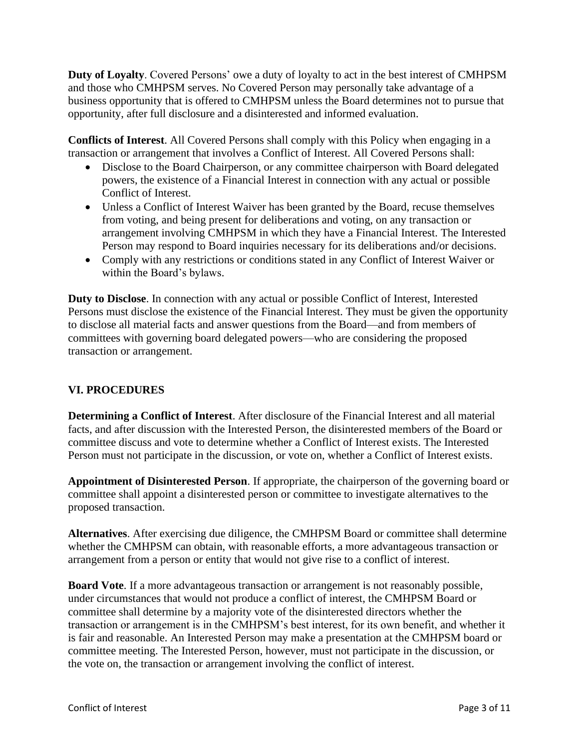**Duty of Loyalty**. Covered Persons' owe a duty of loyalty to act in the best interest of CMHPSM and those who CMHPSM serves. No Covered Person may personally take advantage of a business opportunity that is offered to CMHPSM unless the Board determines not to pursue that opportunity, after full disclosure and a disinterested and informed evaluation.

**Conflicts of Interest**. All Covered Persons shall comply with this Policy when engaging in a transaction or arrangement that involves a Conflict of Interest. All Covered Persons shall:

- Disclose to the Board Chairperson, or any committee chairperson with Board delegated powers, the existence of a Financial Interest in connection with any actual or possible Conflict of Interest.
- Unless a Conflict of Interest Waiver has been granted by the Board, recuse themselves from voting, and being present for deliberations and voting, on any transaction or arrangement involving CMHPSM in which they have a Financial Interest. The Interested Person may respond to Board inquiries necessary for its deliberations and/or decisions.
- Comply with any restrictions or conditions stated in any Conflict of Interest Waiver or within the Board's bylaws.

**Duty to Disclose**. In connection with any actual or possible Conflict of Interest, Interested Persons must disclose the existence of the Financial Interest. They must be given the opportunity to disclose all material facts and answer questions from the Board—and from members of committees with governing board delegated powers—who are considering the proposed transaction or arrangement.

## VI. PROCEDURES

**Determining a Conflict of Interest**. After disclosure of the Financial Interest and all material facts, and after discussion with the Interested Person, the disinterested members of the Board or committee discuss and vote to determine whether a Conflict of Interest exists. The Interested Person must not participate in the discussion, or vote on, whether a Conflict of Interest exists.

**Appointment of Disinterested Person**. If appropriate, the chairperson of the governing board or committee shall appoint a disinterested person or committee to investigate alternatives to the proposed transaction.

**Alternatives**. After exercising due diligence, the CMHPSM Board or committee shall determine whether the CMHPSM can obtain, with reasonable efforts, a more advantageous transaction or arrangement from a person or entity that would not give rise to a conflict of interest.

**Board Vote**. If a more advantageous transaction or arrangement is not reasonably possible, under circumstances that would not produce a conflict of interest, the CMHPSM Board or committee shall determine by a majority vote of the disinterested directors whether the transaction or arrangement is in the CMHPSM's best interest, for its own benefit, and whether it is fair and reasonable. An Interested Person may make a presentation at the CMHPSM board or committee meeting. The Interested Person, however, must not participate in the discussion, or the vote on, the transaction or arrangement involving the conflict of interest.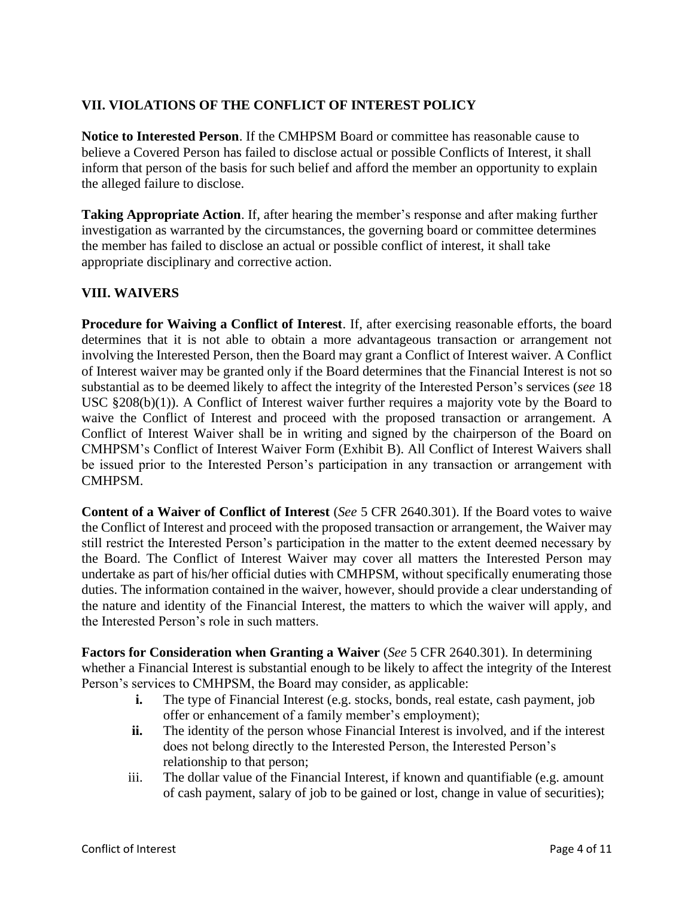## VII. VIOLATIONS OF THE CONFLICT OF INTEREST POLICY

**Notice to Interested Person**. If the CMHPSM Board or committee has reasonable cause to believe a Covered Person has failed to disclose actual or possible Conflicts of Interest, it shall inform that person of the basis for such belief and afford the member an opportunity to explain the alleged failure to disclose.

**Taking Appropriate Action**. If, after hearing the member's response and after making further investigation as warranted by the circumstances, the governing board or committee determines the member has failed to disclose an actual or possible conflict of interest, it shall take appropriate disciplinary and corrective action.

## VIII. WAIVERS

**Procedure for Waiving a Conflict of Interest**. If, after exercising reasonable efforts, the board determines that it is not able to obtain a more advantageous transaction or arrangement not involving the Interested Person, then the Board may grant a Conflict of Interest waiver. A Conflict of Interest waiver may be granted only if the Board determines that the Financial Interest is not so substantial as to be deemed likely to affect the integrity of the Interested Person's services (*see* 18 USC §208(b)(1)). A Conflict of Interest waiver further requires a majority vote by the Board to waive the Conflict of Interest and proceed with the proposed transaction or arrangement. A Conflict of Interest Waiver shall be in writing and signed by the chairperson of the Board on CMHPSM's Conflict of Interest Waiver Form (Exhibit B). All Conflict of Interest Waivers shall be issued prior to the Interested Person's participation in any transaction or arrangement with CMHPSM.

**Content of a Waiver of Conflict of Interest** (*See* 5 CFR 2640.301). If the Board votes to waive the Conflict of Interest and proceed with the proposed transaction or arrangement, the Waiver may still restrict the Interested Person's participation in the matter to the extent deemed necessary by the Board. The Conflict of Interest Waiver may cover all matters the Interested Person may undertake as part of his/her official duties with CMHPSM, without specifically enumerating those duties. The information contained in the waiver, however, should provide a clear understanding of the nature and identity of the Financial Interest, the matters to which the waiver will apply, and the Interested Person's role in such matters.

**Factors for Consideration when Granting a Waiver** (*See* 5 CFR 2640.301). In determining whether a Financial Interest is substantial enough to be likely to affect the integrity of the Interest Person's services to CMHPSM, the Board may consider, as applicable:

- **i.** The type of Financial Interest (e.g. stocks, bonds, real estate, cash payment, job offer or enhancement of a family member's employment);
- **ii.** The identity of the person whose Financial Interest is involved, and if the interest does not belong directly to the Interested Person, the Interested Person's relationship to that person;
- iii. The dollar value of the Financial Interest, if known and quantifiable (e.g. amount of cash payment, salary of job to be gained or lost, change in value of securities);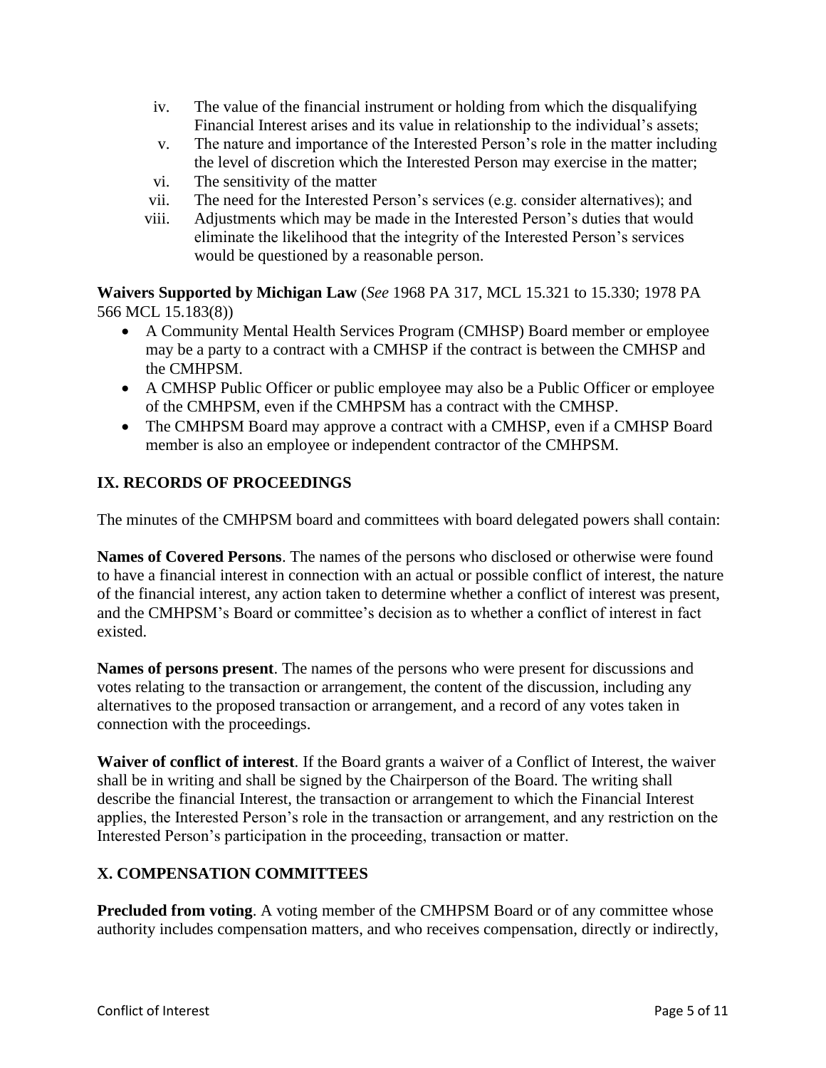iv. The value of the financial instrument or holding from which the disqualifying Financial Interest arises and its value in relationship to the individual's assets;
v. The nature and importance of the Interested Person's role in the matter including the level of discretion which the Interested Person may exercise in the matter;
vi. The sensitivity of the matter
vii. The need for the Interested Person's services (e.g. consider alternatives); and
viii. Adjustments which may be made in the Interested Person's duties that would eliminate the likelihood that the integrity of the Interested Person's services would be questioned by a reasonable person.

**Waivers Supported by Michigan Law** (*See* 1968 PA 317, MCL 15.321 to 15.330; 1978 PA 566 MCL 15.183(8))

- A Community Mental Health Services Program (CMHSP) Board member or employee may be a party to a contract with a CMHSP if the contract is between the CMHSP and the CMHPSM.
- A CMHSP Public Officer or public employee may also be a Public Officer or employee of the CMHPSM, even if the CMHPSM has a contract with the CMHSP.
- The CMHPSM Board may approve a contract with a CMHSP, even if a CMHSP Board member is also an employee or independent contractor of the CMHPSM.

## IX. RECORDS OF PROCEEDINGS

The minutes of the CMHPSM board and committees with board delegated powers shall contain:

**Names of Covered Persons**. The names of the persons who disclosed or otherwise were found to have a financial interest in connection with an actual or possible conflict of interest, the nature of the financial interest, any action taken to determine whether a conflict of interest was present, and the CMHPSM's Board or committee's decision as to whether a conflict of interest in fact existed.

**Names of persons present**. The names of the persons who were present for discussions and votes relating to the transaction or arrangement, the content of the discussion, including any alternatives to the proposed transaction or arrangement, and a record of any votes taken in connection with the proceedings.

**Waiver of conflict of interest**. If the Board grants a waiver of a Conflict of Interest, the waiver shall be in writing and shall be signed by the Chairperson of the Board. The writing shall describe the financial Interest, the transaction or arrangement to which the Financial Interest applies, the Interested Person's role in the transaction or arrangement, and any restriction on the Interested Person's participation in the proceeding, transaction or matter.

## X. COMPENSATION COMMITTEES

**Precluded from voting**. A voting member of the CMHPSM Board or of any committee whose authority includes compensation matters, and who receives compensation, directly or indirectly,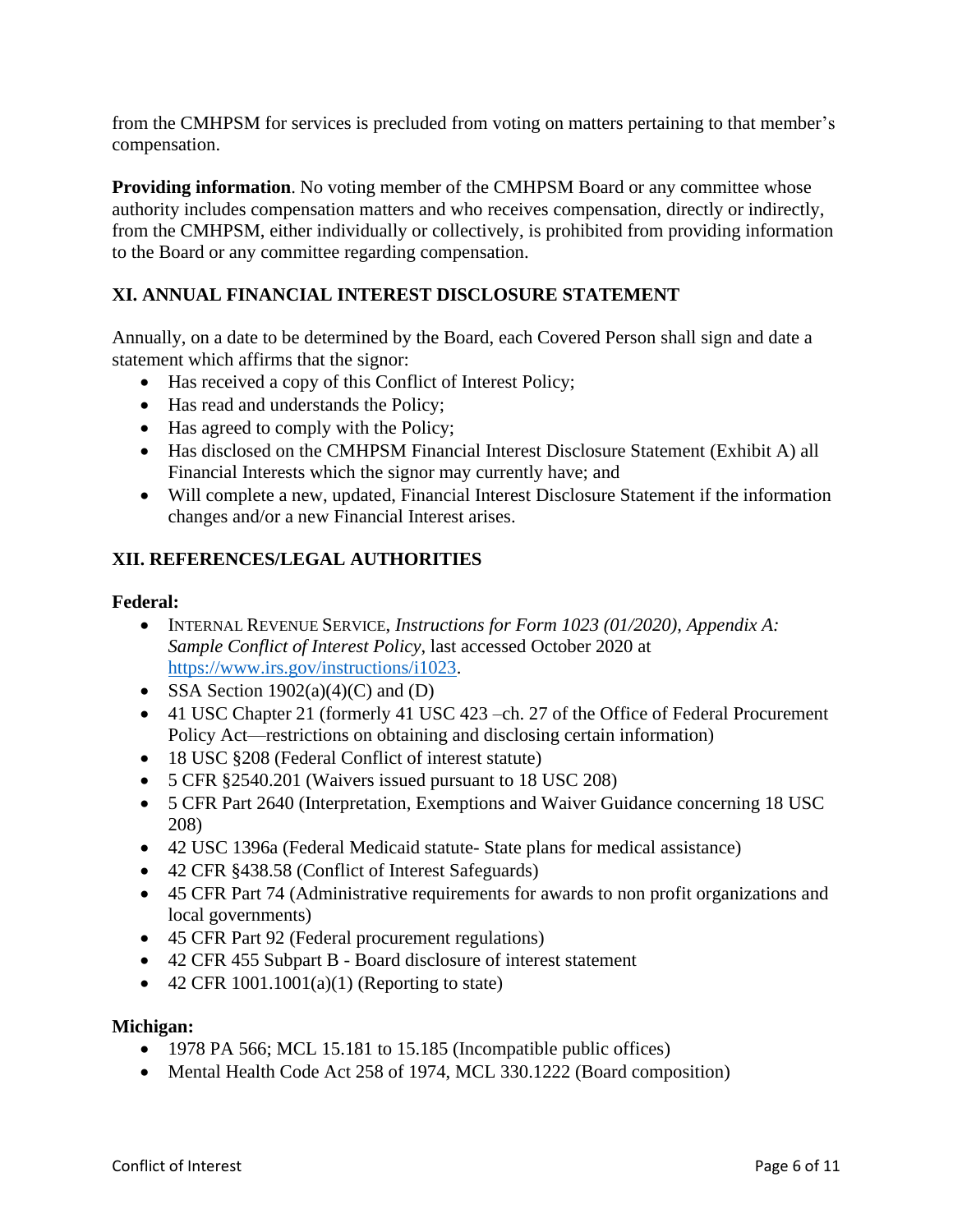from the CMHPSM for services is precluded from voting on matters pertaining to that member's compensation.

**Providing information**. No voting member of the CMHPSM Board or any committee whose authority includes compensation matters and who receives compensation, directly or indirectly, from the CMHPSM, either individually or collectively, is prohibited from providing information to the Board or any committee regarding compensation.

## XI. ANNUAL FINANCIAL INTEREST DISCLOSURE STATEMENT

Annually, on a date to be determined by the Board, each Covered Person shall sign and date a statement which affirms that the signor:

- Has received a copy of this Conflict of Interest Policy;
- Has read and understands the Policy;
- Has agreed to comply with the Policy;
- Has disclosed on the CMHPSM Financial Interest Disclosure Statement (Exhibit A) all Financial Interests which the signor may currently have; and
- Will complete a new, updated, Financial Interest Disclosure Statement if the information changes and/or a new Financial Interest arises.

## XII. REFERENCES/LEGAL AUTHORITIES

**Federal:**

- INTERNAL REVENUE SERVICE, *Instructions for Form 1023 (01/2020), Appendix A: Sample Conflict of Interest Policy*, last accessed October 2020 at https://www.irs.gov/instructions/i1023.
- SSA Section 1902(a)(4)(C) and (D)
- 41 USC Chapter 21 (formerly 41 USC 423 –ch. 27 of the Office of Federal Procurement Policy Act—restrictions on obtaining and disclosing certain information)
- 18 USC §208 (Federal Conflict of interest statute)
- 5 CFR §2540.201 (Waivers issued pursuant to 18 USC 208)
- 5 CFR Part 2640 (Interpretation, Exemptions and Waiver Guidance concerning 18 USC 208)
- 42 USC 1396a (Federal Medicaid statute- State plans for medical assistance)
- 42 CFR §438.58 (Conflict of Interest Safeguards)
- 45 CFR Part 74 (Administrative requirements for awards to non profit organizations and local governments)
- 45 CFR Part 92 (Federal procurement regulations)
- 42 CFR 455 Subpart B - Board disclosure of interest statement
- 42 CFR 1001.1001(a)(1) (Reporting to state)

**Michigan:**

- 1978 PA 566; MCL 15.181 to 15.185 (Incompatible public offices)
- Mental Health Code Act 258 of 1974, MCL 330.1222 (Board composition)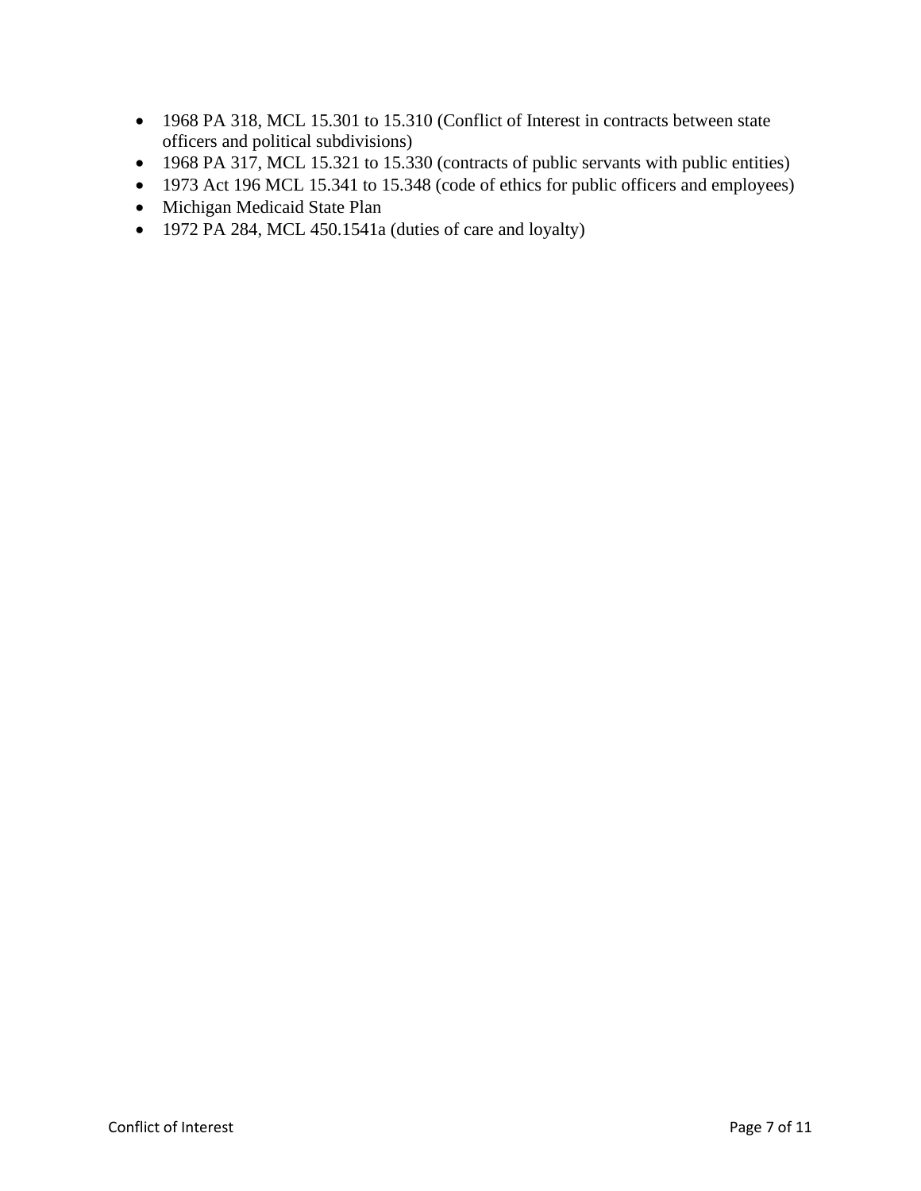- 1968 PA 318, MCL 15.301 to 15.310 (Conflict of Interest in contracts between state officers and political subdivisions)
- 1968 PA 317, MCL 15.321 to 15.330 (contracts of public servants with public entities)
- 1973 Act 196 MCL 15.341 to 15.348 (code of ethics for public officers and employees)
- Michigan Medicaid State Plan
- 1972 PA 284, MCL 450.1541a (duties of care and loyalty)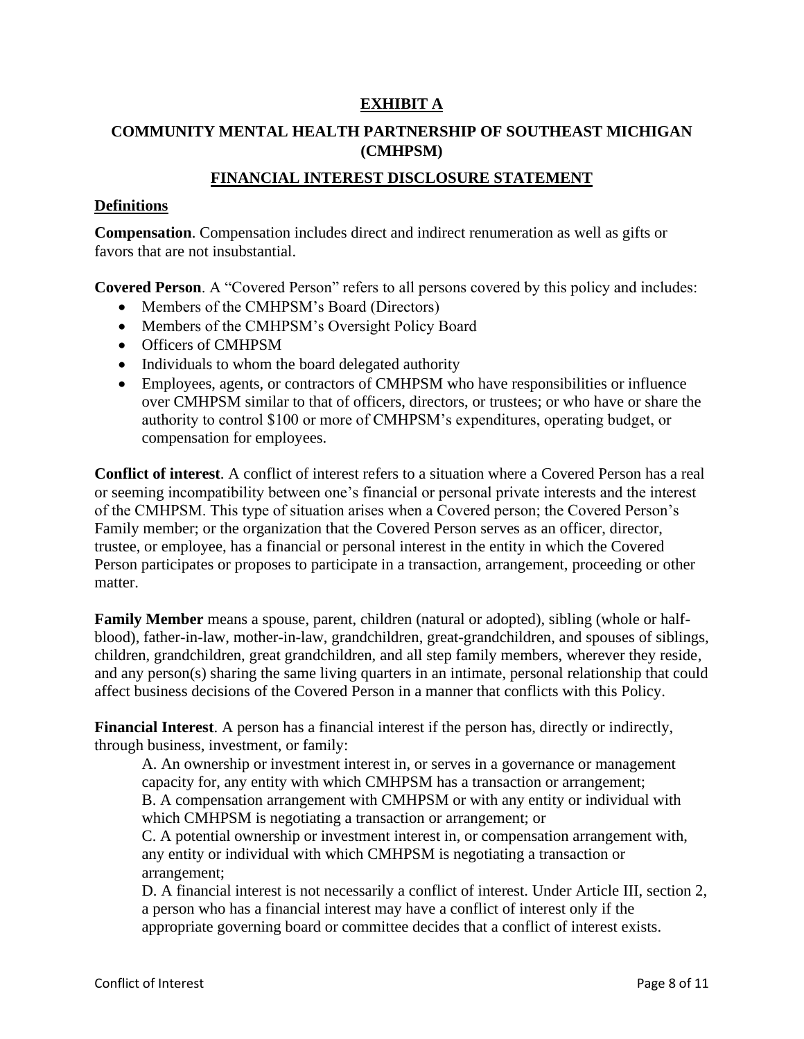**EXHIBIT A**

**COMMUNITY MENTAL HEALTH PARTNERSHIP OF SOUTHEAST MICHIGAN (CMHPSM)**

**FINANCIAL INTEREST DISCLOSURE STATEMENT**

**Definitions**

**Compensation**. Compensation includes direct and indirect renumeration as well as gifts or favors that are not insubstantial.

**Covered Person**. A "Covered Person" refers to all persons covered by this policy and includes:

- Members of the CMHPSM's Board (Directors)
- Members of the CMHPSM's Oversight Policy Board
- Officers of CMHPSM
- Individuals to whom the board delegated authority
- Employees, agents, or contractors of CMHPSM who have responsibilities or influence over CMHPSM similar to that of officers, directors, or trustees; or who have or share the authority to control $100 or more of CMHPSM's expenditures, operating budget, or compensation for employees.

**Conflict of interest**. A conflict of interest refers to a situation where a Covered Person has a real or seeming incompatibility between one's financial or personal private interests and the interest of the CMHPSM. This type of situation arises when a Covered person; the Covered Person's Family member; or the organization that the Covered Person serves as an officer, director, trustee, or employee, has a financial or personal interest in the entity in which the Covered Person participates or proposes to participate in a transaction, arrangement, proceeding or other matter.

**Family Member** means a spouse, parent, children (natural or adopted), sibling (whole or half-blood), father-in-law, mother-in-law, grandchildren, great-grandchildren, and spouses of siblings, children, grandchildren, great grandchildren, and all step family members, wherever they reside, and any person(s) sharing the same living quarters in an intimate, personal relationship that could affect business decisions of the Covered Person in a manner that conflicts with this Policy.

**Financial Interest**. A person has a financial interest if the person has, directly or indirectly, through business, investment, or family:

A. An ownership or investment interest in, or serves in a governance or management capacity for, any entity with which CMHPSM has a transaction or arrangement;
B. A compensation arrangement with CMHPSM or with any entity or individual with which CMHPSM is negotiating a transaction or arrangement; or
C. A potential ownership or investment interest in, or compensation arrangement with, any entity or individual with which CMHPSM is negotiating a transaction or arrangement;
D. A financial interest is not necessarily a conflict of interest. Under Article III, section 2, a person who has a financial interest may have a conflict of interest only if the appropriate governing board or committee decides that a conflict of interest exists.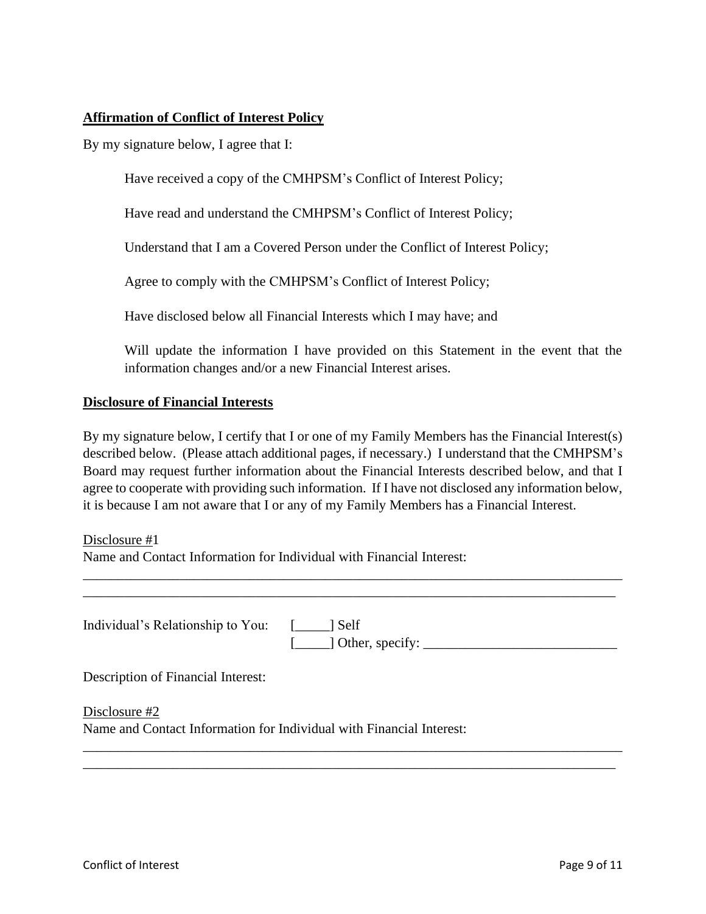**<u>Affirmation of Conflict of Interest Policy</u>**

By my signature below, I agree that I:

Have received a copy of the CMHPSM's Conflict of Interest Policy;

Have read and understand the CMHPSM's Conflict of Interest Policy;

Understand that I am a Covered Person under the Conflict of Interest Policy;

Agree to comply with the CMHPSM's Conflict of Interest Policy;

Have disclosed below all Financial Interests which I may have; and

Will update the information I have provided on this Statement in the event that the information changes and/or a new Financial Interest arises.

**<u>Disclosure of Financial Interests</u>**

By my signature below, I certify that I or one of my Family Members has the Financial Interest(s) described below. (Please attach additional pages, if necessary.) I understand that the CMHPSM's Board may request further information about the Financial Interests described below, and that I agree to cooperate with providing such information. If I have not disclosed any information below, it is because I am not aware that I or any of my Family Members has a Financial Interest.

<u>Disclosure #1</u>
Name and Contact Information for Individual with Financial Interest:

_______________________________________________________________________________

_______________________________________________________________________________

Individual's Relationship to You: [_____] Self
[_____] Other, specify: ____________________________

Description of Financial Interest:

<u>Disclosure #2</u>
Name and Contact Information for Individual with Financial Interest:

_______________________________________________________________________________

_______________________________________________________________________________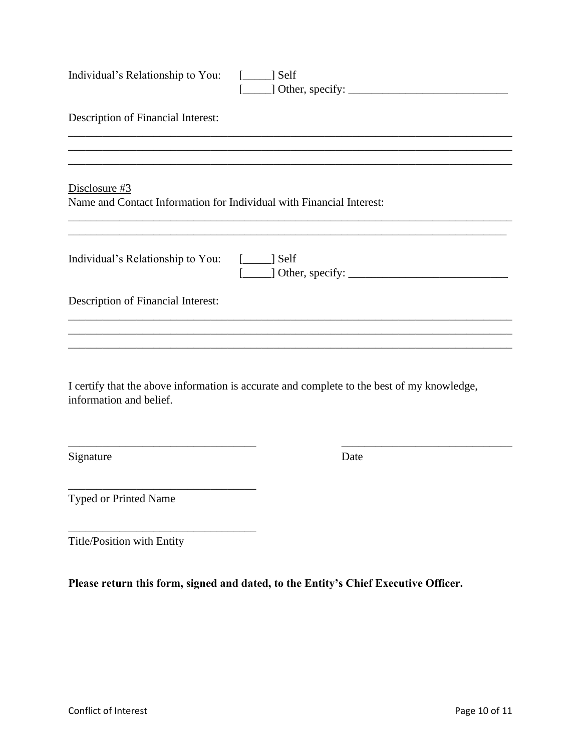Individual's Relationship to You: [_____] Self
[_____] Other, specify: ____________________________

Description of Financial Interest:

________________________________________________________________________________
________________________________________________________________________________
________________________________________________________________________________

Disclosure #3

Name and Contact Information for Individual with Financial Interest:

________________________________________________________________________________
________________________________________________________________________________

Individual's Relationship to You: [_____] Self
[_____] Other, specify: ____________________________

Description of Financial Interest:

________________________________________________________________________________
________________________________________________________________________________
________________________________________________________________________________

I certify that the above information is accurate and complete to the best of my knowledge, information and belief.

_________________________________ _______________________________
Signature Date

_________________________________
Typed or Printed Name

_________________________________
Title/Position with Entity

**Please return this form, signed and dated, to the Entity's Chief Executive Officer.**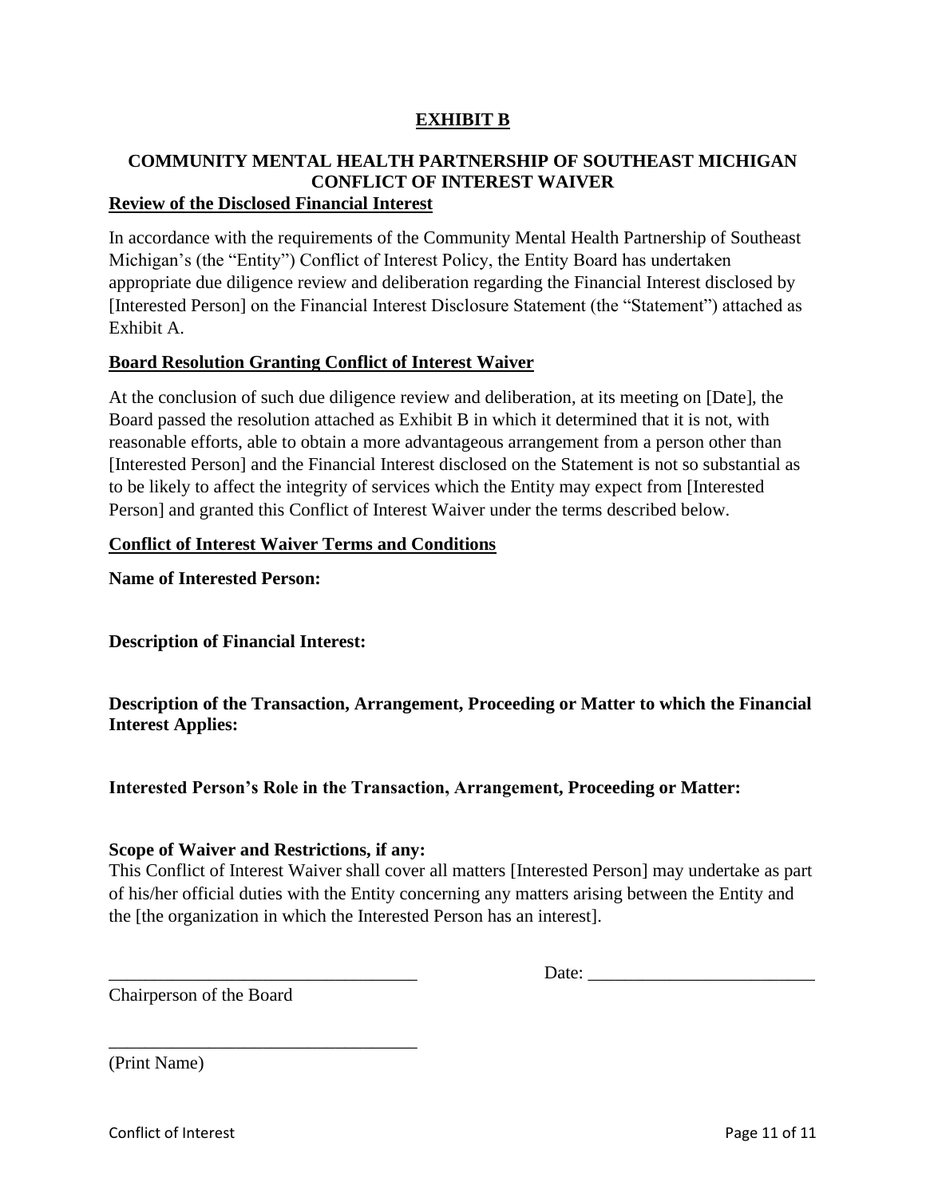# EXHIBIT B

## COMMUNITY MENTAL HEALTH PARTNERSHIP OF SOUTHEAST MICHIGAN CONFLICT OF INTEREST WAIVER

**Review of the Disclosed Financial Interest**

In accordance with the requirements of the Community Mental Health Partnership of Southeast Michigan's (the "Entity") Conflict of Interest Policy, the Entity Board has undertaken appropriate due diligence review and deliberation regarding the Financial Interest disclosed by [Interested Person] on the Financial Interest Disclosure Statement (the "Statement") attached as Exhibit A.

**Board Resolution Granting Conflict of Interest Waiver**

At the conclusion of such due diligence review and deliberation, at its meeting on [Date], the Board passed the resolution attached as Exhibit B in which it determined that it is not, with reasonable efforts, able to obtain a more advantageous arrangement from a person other than [Interested Person] and the Financial Interest disclosed on the Statement is not so substantial as to be likely to affect the integrity of services which the Entity may expect from [Interested Person] and granted this Conflict of Interest Waiver under the terms described below.

**Conflict of Interest Waiver Terms and Conditions**

**Name of Interested Person:**

**Description of Financial Interest:**

**Description of the Transaction, Arrangement, Proceeding or Matter to which the Financial Interest Applies:**

**Interested Person's Role in the Transaction, Arrangement, Proceeding or Matter:**

**Scope of Waiver and Restrictions, if any:**
This Conflict of Interest Waiver shall cover all matters [Interested Person] may undertake as part of his/her official duties with the Entity concerning any matters arising between the Entity and the [the organization in which the Interested Person has an interest].

_________________________________ Date: _________________________

Chairperson of the Board

_________________________________

(Print Name)